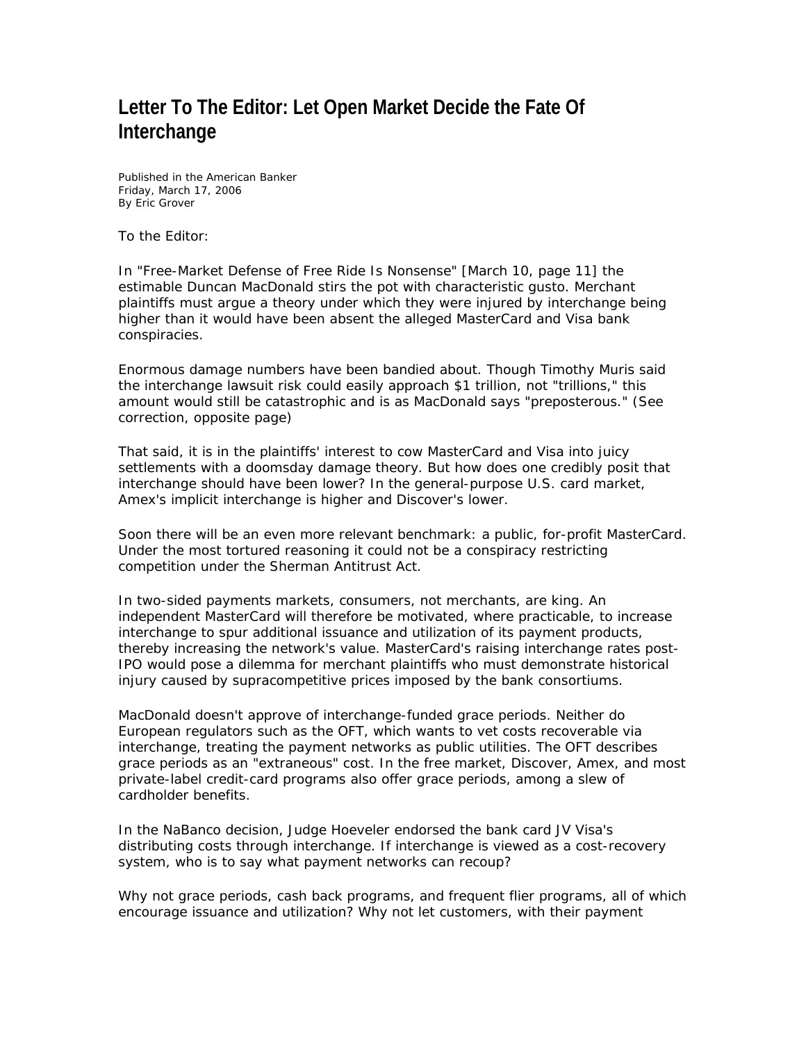# Letter To The Editor: Let Open Market Decide the Fate Of Interchange

Published in the American Banker
Friday, March 17, 2006
By Eric Grover

To the Editor:

In "Free-Market Defense of Free Ride Is Nonsense" [March 10, page 11] the estimable Duncan MacDonald stirs the pot with characteristic gusto. Merchant plaintiffs must argue a theory under which they were injured by interchange being higher than it would have been absent the alleged MasterCard and Visa bank conspiracies.

Enormous damage numbers have been bandied about. Though Timothy Muris said the interchange lawsuit risk could easily approach $1 trillion, not "trillions," this amount would still be catastrophic and is as MacDonald says "preposterous." (See correction, opposite page)

That said, it is in the plaintiffs' interest to cow MasterCard and Visa into juicy settlements with a doomsday damage theory. But how does one credibly posit that interchange should have been lower? In the general-purpose U.S. card market, Amex's implicit interchange is higher and Discover's lower.

Soon there will be an even more relevant benchmark: a public, for-profit MasterCard. Under the most tortured reasoning it could not be a conspiracy restricting competition under the Sherman Antitrust Act.

In two-sided payments markets, consumers, not merchants, are king. An independent MasterCard will therefore be motivated, where practicable, to increase interchange to spur additional issuance and utilization of its payment products, thereby increasing the network's value. MasterCard's raising interchange rates post-IPO would pose a dilemma for merchant plaintiffs who must demonstrate historical injury caused by supracompetitive prices imposed by the bank consortiums.

MacDonald doesn't approve of interchange-funded grace periods. Neither do European regulators such as the OFT, which wants to vet costs recoverable via interchange, treating the payment networks as public utilities. The OFT describes grace periods as an "extraneous" cost. In the free market, Discover, Amex, and most private-label credit-card programs also offer grace periods, among a slew of cardholder benefits.

In the NaBanco decision, Judge Hoeveler endorsed the bank card JV Visa's distributing costs through interchange. If interchange is viewed as a cost-recovery system, who is to say what payment networks can recoup?

Why not grace periods, cash back programs, and frequent flier programs, all of which encourage issuance and utilization? Why not let customers, with their payment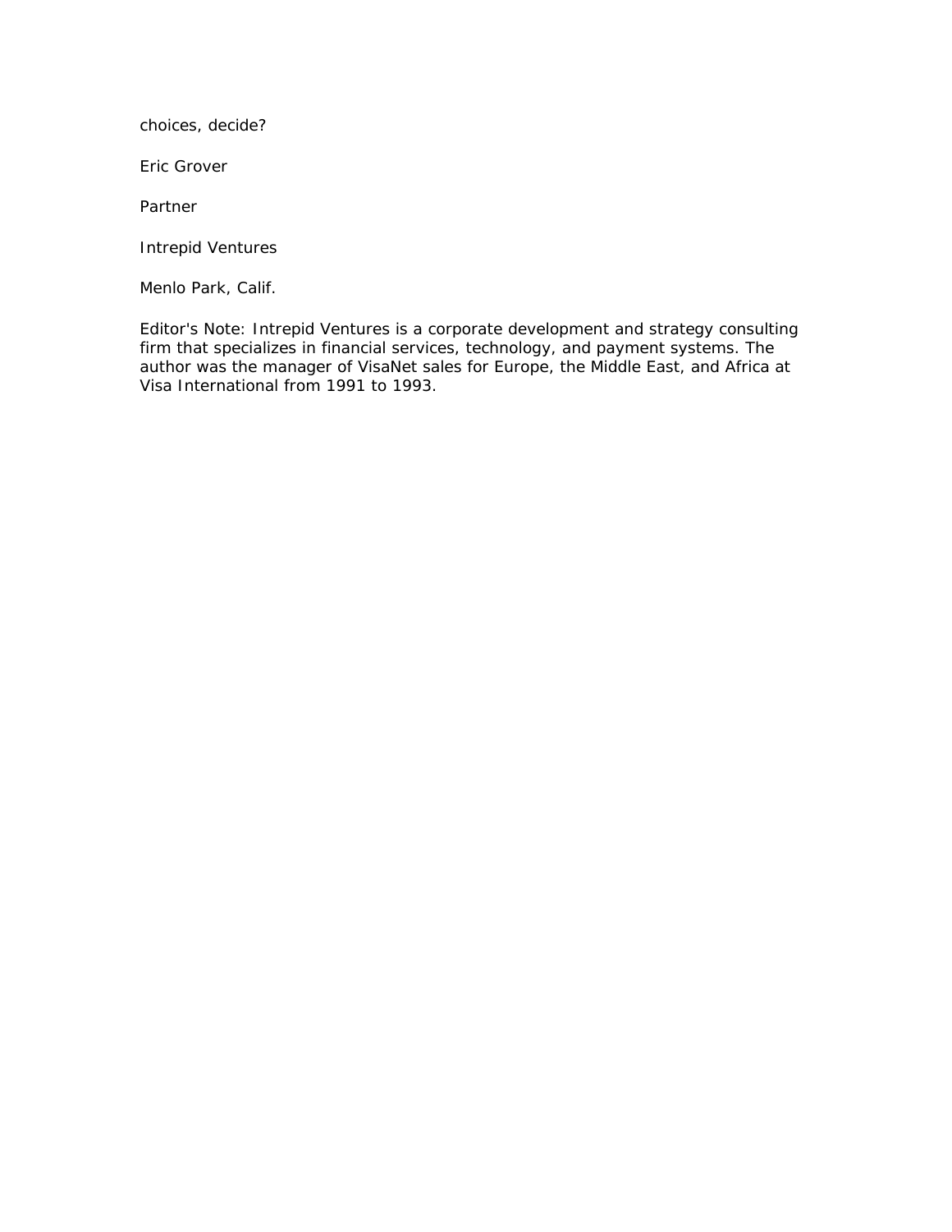choices, decide?

Eric Grover

Partner

Intrepid Ventures

Menlo Park, Calif.

Editor's Note: Intrepid Ventures is a corporate development and strategy consulting firm that specializes in financial services, technology, and payment systems. The author was the manager of VisaNet sales for Europe, the Middle East, and Africa at Visa International from 1991 to 1993.